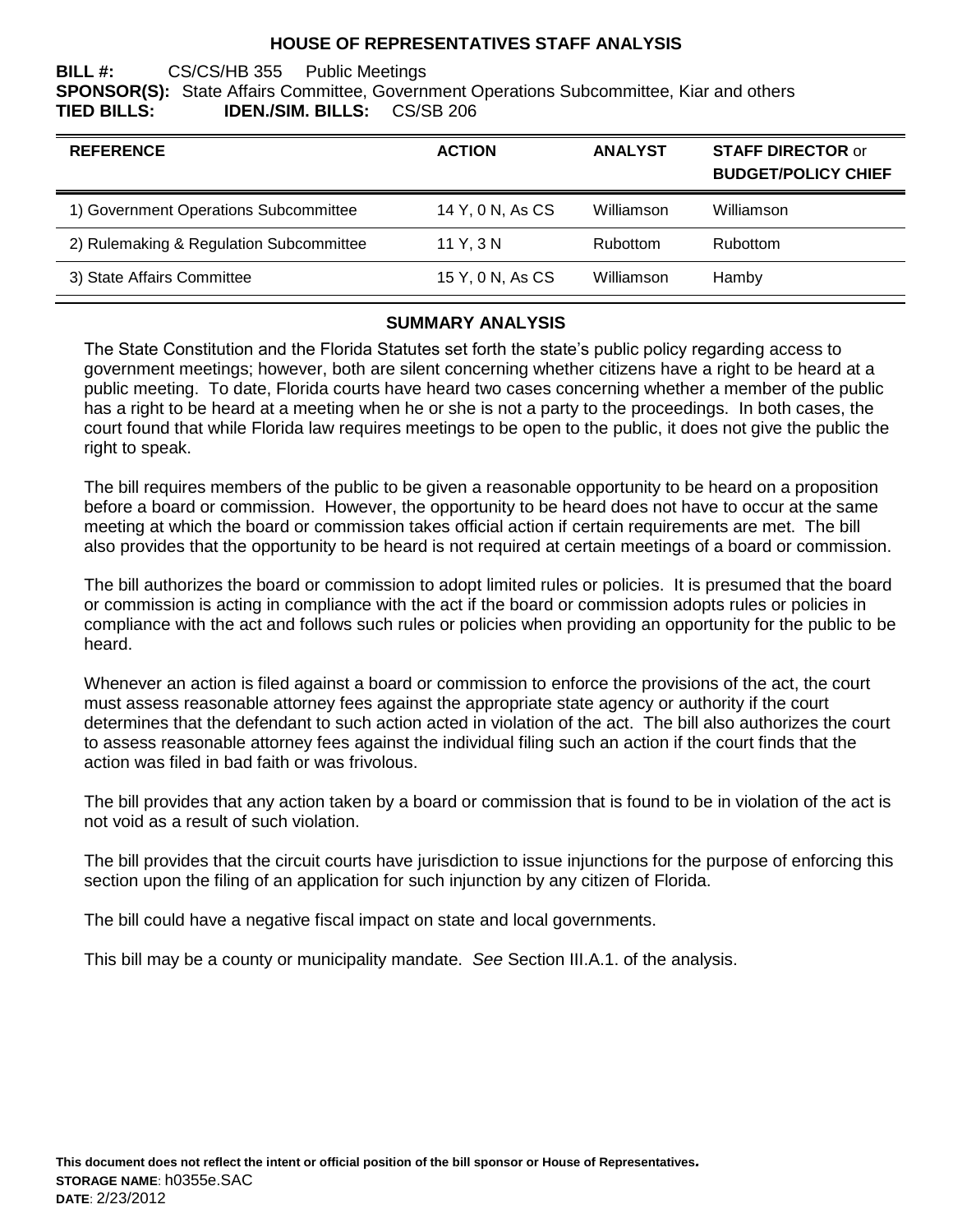# HOUSE OF REPRESENTATIVES STAFF ANALYSIS

**BILL #:** CS/CS/HB 355 Public Meetings
**SPONSOR(S):** State Affairs Committee, Government Operations Subcommittee, Kiar and others
**TIED BILLS:** **IDEN./SIM. BILLS:** CS/SB 206

| REFERENCE | ACTION | ANALYST | STAFF DIRECTOR or BUDGET/POLICY CHIEF |
|---|---|---|---|
| 1) Government Operations Subcommittee | 14 Y, 0 N, As CS | Williamson | Williamson |
| 2) Rulemaking & Regulation Subcommittee | 11 Y, 3 N | Rubottom | Rubottom |
| 3) State Affairs Committee | 15 Y, 0 N, As CS | Williamson | Hamby |

## SUMMARY ANALYSIS

The State Constitution and the Florida Statutes set forth the state's public policy regarding access to government meetings; however, both are silent concerning whether citizens have a right to be heard at a public meeting. To date, Florida courts have heard two cases concerning whether a member of the public has a right to be heard at a meeting when he or she is not a party to the proceedings. In both cases, the court found that while Florida law requires meetings to be open to the public, it does not give the public the right to speak.

The bill requires members of the public to be given a reasonable opportunity to be heard on a proposition before a board or commission. However, the opportunity to be heard does not have to occur at the same meeting at which the board or commission takes official action if certain requirements are met. The bill also provides that the opportunity to be heard is not required at certain meetings of a board or commission.

The bill authorizes the board or commission to adopt limited rules or policies. It is presumed that the board or commission is acting in compliance with the act if the board or commission adopts rules or policies in compliance with the act and follows such rules or policies when providing an opportunity for the public to be heard.

Whenever an action is filed against a board or commission to enforce the provisions of the act, the court must assess reasonable attorney fees against the appropriate state agency or authority if the court determines that the defendant to such action acted in violation of the act. The bill also authorizes the court to assess reasonable attorney fees against the individual filing such an action if the court finds that the action was filed in bad faith or was frivolous.

The bill provides that any action taken by a board or commission that is found to be in violation of the act is not void as a result of such violation.

The bill provides that the circuit courts have jurisdiction to issue injunctions for the purpose of enforcing this section upon the filing of an application for such injunction by any citizen of Florida.

The bill could have a negative fiscal impact on state and local governments.

This bill may be a county or municipality mandate. *See* Section III.A.1. of the analysis.

**This document does not reflect the intent or official position of the bill sponsor or House of Representatives.**
**STORAGE NAME**: h0355e.SAC
**DATE**: 2/23/2012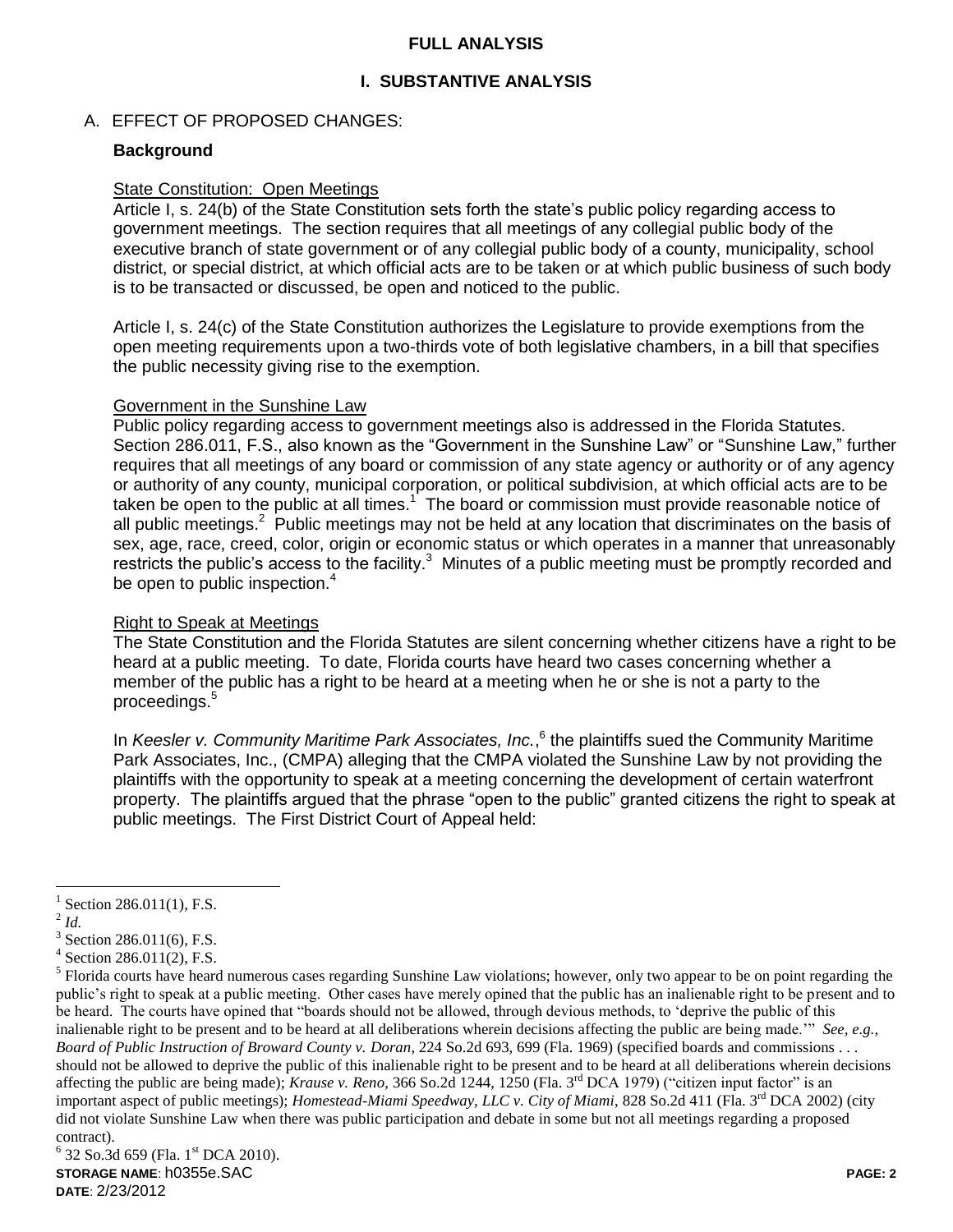## FULL ANALYSIS

### I. SUBSTANTIVE ANALYSIS

A. EFFECT OF PROPOSED CHANGES:

**Background**

State Constitution: Open Meetings

Article I, s. 24(b) of the State Constitution sets forth the state's public policy regarding access to government meetings. The section requires that all meetings of any collegial public body of the executive branch of state government or of any collegial public body of a county, municipality, school district, or special district, at which official acts are to be taken or at which public business of such body is to be transacted or discussed, be open and noticed to the public.

Article I, s. 24(c) of the State Constitution authorizes the Legislature to provide exemptions from the open meeting requirements upon a two-thirds vote of both legislative chambers, in a bill that specifies the public necessity giving rise to the exemption.

Government in the Sunshine Law

Public policy regarding access to government meetings also is addressed in the Florida Statutes. Section 286.011, F.S., also known as the "Government in the Sunshine Law" or "Sunshine Law," further requires that all meetings of any board or commission of any state agency or authority or of any agency or authority of any county, municipal corporation, or political subdivision, at which official acts are to be taken be open to the public at all times.[1] The board or commission must provide reasonable notice of all public meetings.[2] Public meetings may not be held at any location that discriminates on the basis of sex, age, race, creed, color, origin or economic status or which operates in a manner that unreasonably restricts the public's access to the facility.[3] Minutes of a public meeting must be promptly recorded and be open to public inspection.[4]

Right to Speak at Meetings

The State Constitution and the Florida Statutes are silent concerning whether citizens have a right to be heard at a public meeting. To date, Florida courts have heard two cases concerning whether a member of the public has a right to be heard at a meeting when he or she is not a party to the proceedings.[5]

In *Keesler v. Community Maritime Park Associates, Inc.*,[6] the plaintiffs sued the Community Maritime Park Associates, Inc., (CMPA) alleging that the CMPA violated the Sunshine Law by not providing the plaintiffs with the opportunity to speak at a meeting concerning the development of certain waterfront property. The plaintiffs argued that the phrase "open to the public" granted citizens the right to speak at public meetings. The First District Court of Appeal held:

---

[1] Section 286.011(1), F.S.

[2] *Id.*

[3] Section 286.011(6), F.S.

[4] Section 286.011(2), F.S.

[5] Florida courts have heard numerous cases regarding Sunshine Law violations; however, only two appear to be on point regarding the public's right to speak at a public meeting. Other cases have merely opined that the public has an inalienable right to be present and to be heard. The courts have opined that "boards should not be allowed, through devious methods, to 'deprive the public of this inalienable right to be present and to be heard at all deliberations wherein decisions affecting the public are being made.'" *See, e.g., Board of Public Instruction of Broward County v. Doran,* 224 So.2d 693, 699 (Fla. 1969) (specified boards and commissions . . . should not be allowed to deprive the public of this inalienable right to be present and to be heard at all deliberations wherein decisions affecting the public are being made); *Krause v. Reno,* 366 So.2d 1244, 1250 (Fla. 3rd DCA 1979) ("citizen input factor" is an important aspect of public meetings); *Homestead-Miami Speedway, LLC v. City of Miami*, 828 So.2d 411 (Fla. 3rd DCA 2002) (city did not violate Sunshine Law when there was public participation and debate in some but not all meetings regarding a proposed contract).

[6] 32 So.3d 659 (Fla. 1st DCA 2010).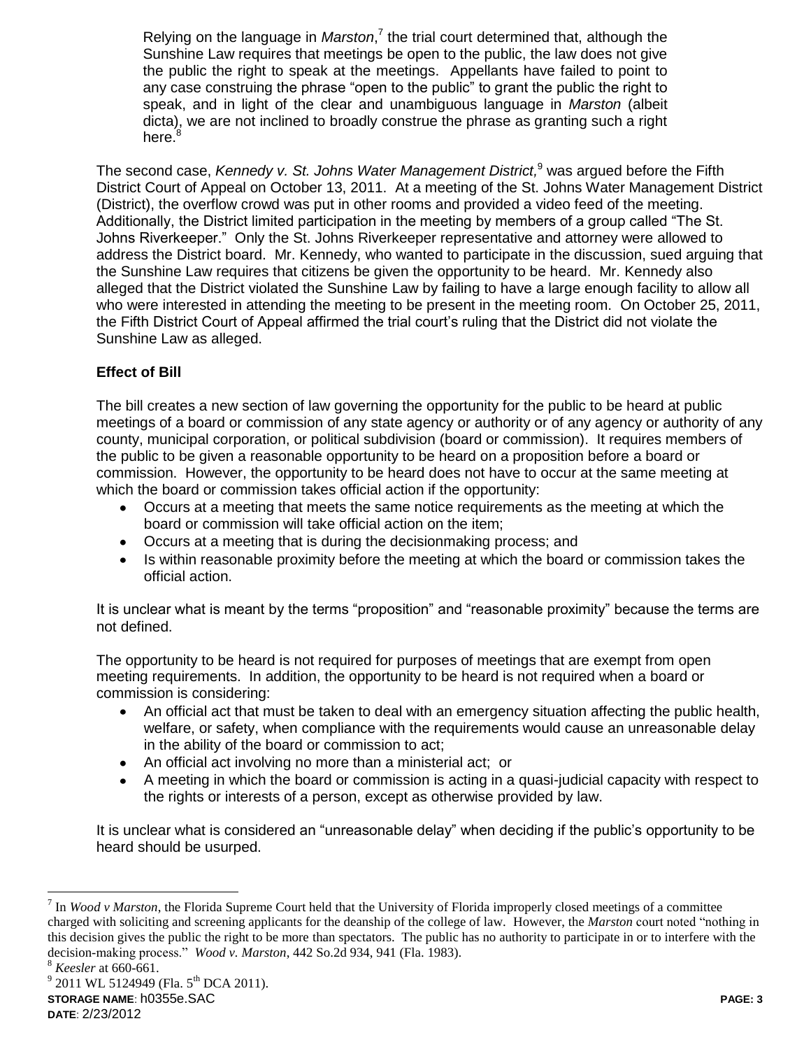> Relying on the language in *Marston*,[7] the trial court determined that, although the Sunshine Law requires that meetings be open to the public, the law does not give the public the right to speak at the meetings. Appellants have failed to point to any case construing the phrase "open to the public" to grant the public the right to speak, and in light of the clear and unambiguous language in *Marston* (albeit dicta), we are not inclined to broadly construe the phrase as granting such a right here.[8]

The second case, *Kennedy v. St. Johns Water Management District,*[9] was argued before the Fifth District Court of Appeal on October 13, 2011. At a meeting of the St. Johns Water Management District (District), the overflow crowd was put in other rooms and provided a video feed of the meeting. Additionally, the District limited participation in the meeting by members of a group called "The St. Johns Riverkeeper." Only the St. Johns Riverkeeper representative and attorney were allowed to address the District board. Mr. Kennedy, who wanted to participate in the discussion, sued arguing that the Sunshine Law requires that citizens be given the opportunity to be heard. Mr. Kennedy also alleged that the District violated the Sunshine Law by failing to have a large enough facility to allow all who were interested in attending the meeting to be present in the meeting room. On October 25, 2011, the Fifth District Court of Appeal affirmed the trial court's ruling that the District did not violate the Sunshine Law as alleged.

**Effect of Bill**

The bill creates a new section of law governing the opportunity for the public to be heard at public meetings of a board or commission of any state agency or authority or of any agency or authority of any county, municipal corporation, or political subdivision (board or commission). It requires members of the public to be given a reasonable opportunity to be heard on a proposition before a board or commission. However, the opportunity to be heard does not have to occur at the same meeting at which the board or commission takes official action if the opportunity:

- Occurs at a meeting that meets the same notice requirements as the meeting at which the board or commission will take official action on the item;
- Occurs at a meeting that is during the decisionmaking process; and
- Is within reasonable proximity before the meeting at which the board or commission takes the official action.

It is unclear what is meant by the terms "proposition" and "reasonable proximity" because the terms are not defined.

The opportunity to be heard is not required for purposes of meetings that are exempt from open meeting requirements. In addition, the opportunity to be heard is not required when a board or commission is considering:

- An official act that must be taken to deal with an emergency situation affecting the public health, welfare, or safety, when compliance with the requirements would cause an unreasonable delay in the ability of the board or commission to act;
- An official act involving no more than a ministerial act; or
- A meeting in which the board or commission is acting in a quasi-judicial capacity with respect to the rights or interests of a person, except as otherwise provided by law.

It is unclear what is considered an "unreasonable delay" when deciding if the public's opportunity to be heard should be usurped.

---

[7] In *Wood v Marston*, the Florida Supreme Court held that the University of Florida improperly closed meetings of a committee charged with soliciting and screening applicants for the deanship of the college of law. However, the *Marston* court noted "nothing in this decision gives the public the right to be more than spectators. The public has no authority to participate in or to interfere with the decision-making process." *Wood v. Marston*, 442 So.2d 934, 941 (Fla. 1983).

[8] *Keesler* at 660-661.

[9] 2011 WL 5124949 (Fla. 5th DCA 2011).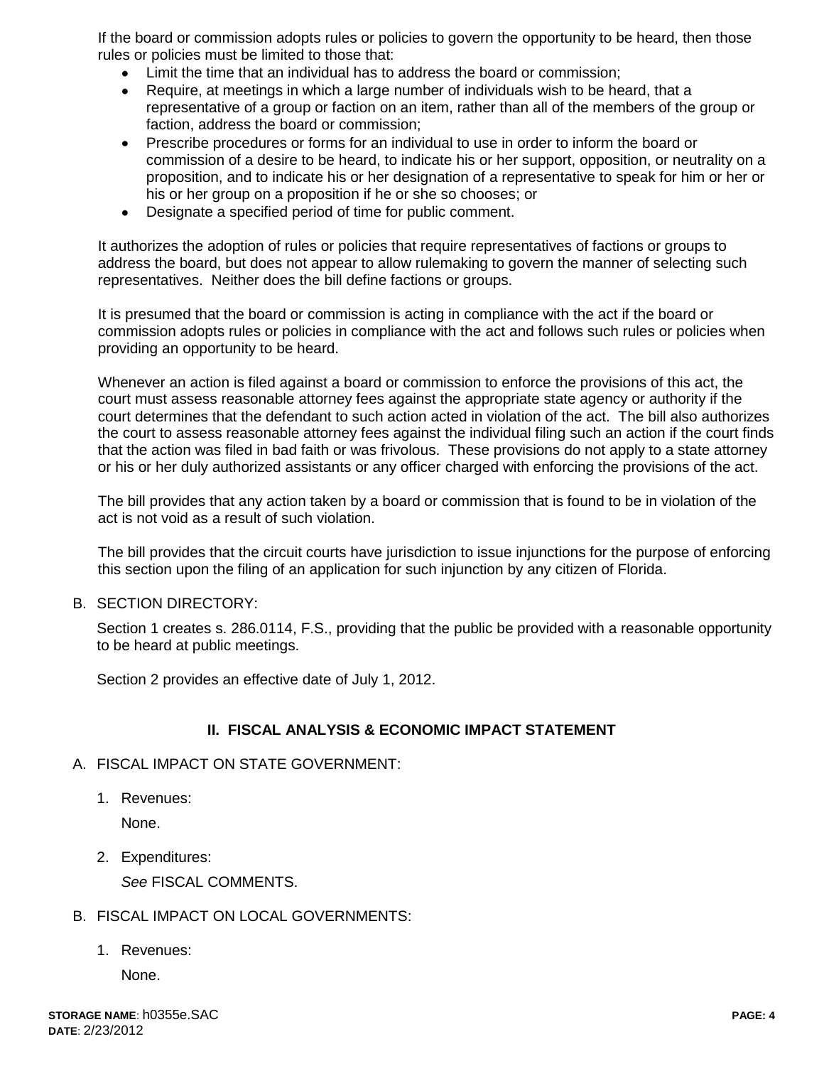If the board or commission adopts rules or policies to govern the opportunity to be heard, then those rules or policies must be limited to those that:

- Limit the time that an individual has to address the board or commission;
- Require, at meetings in which a large number of individuals wish to be heard, that a representative of a group or faction on an item, rather than all of the members of the group or faction, address the board or commission;
- Prescribe procedures or forms for an individual to use in order to inform the board or commission of a desire to be heard, to indicate his or her support, opposition, or neutrality on a proposition, and to indicate his or her designation of a representative to speak for him or her or his or her group on a proposition if he or she so chooses; or
- Designate a specified period of time for public comment.

It authorizes the adoption of rules or policies that require representatives of factions or groups to address the board, but does not appear to allow rulemaking to govern the manner of selecting such representatives. Neither does the bill define factions or groups.

It is presumed that the board or commission is acting in compliance with the act if the board or commission adopts rules or policies in compliance with the act and follows such rules or policies when providing an opportunity to be heard.

Whenever an action is filed against a board or commission to enforce the provisions of this act, the court must assess reasonable attorney fees against the appropriate state agency or authority if the court determines that the defendant to such action acted in violation of the act. The bill also authorizes the court to assess reasonable attorney fees against the individual filing such an action if the court finds that the action was filed in bad faith or was frivolous. These provisions do not apply to a state attorney or his or her duly authorized assistants or any officer charged with enforcing the provisions of the act.

The bill provides that any action taken by a board or commission that is found to be in violation of the act is not void as a result of such violation.

The bill provides that the circuit courts have jurisdiction to issue injunctions for the purpose of enforcing this section upon the filing of an application for such injunction by any citizen of Florida.

B. SECTION DIRECTORY:

Section 1 creates s. 286.0114, F.S., providing that the public be provided with a reasonable opportunity to be heard at public meetings.

Section 2 provides an effective date of July 1, 2012.

## II. FISCAL ANALYSIS & ECONOMIC IMPACT STATEMENT

A. FISCAL IMPACT ON STATE GOVERNMENT:

1. Revenues:

   None.

2. Expenditures:

   *See* FISCAL COMMENTS.

B. FISCAL IMPACT ON LOCAL GOVERNMENTS:

1. Revenues:

   None.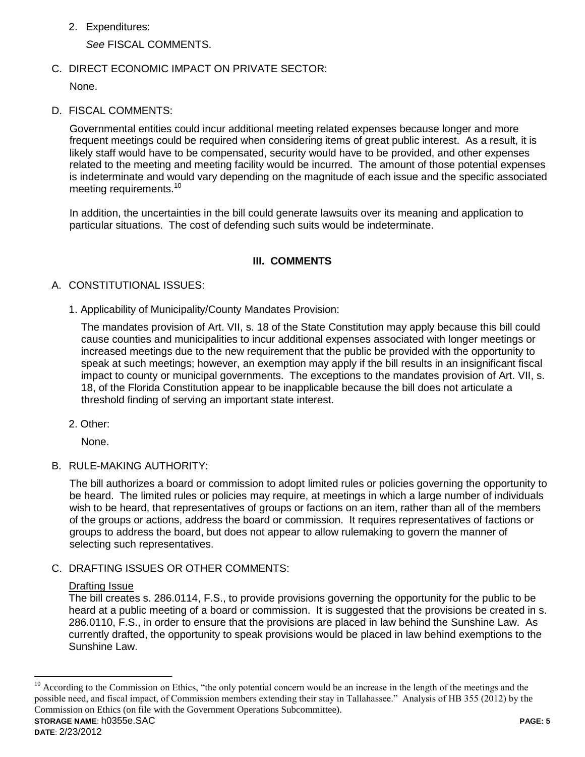2. Expenditures:

   *See* FISCAL COMMENTS.

## C. DIRECT ECONOMIC IMPACT ON PRIVATE SECTOR:

None.

## D. FISCAL COMMENTS:

Governmental entities could incur additional meeting related expenses because longer and more frequent meetings could be required when considering items of great public interest. As a result, it is likely staff would have to be compensated, security would have to be provided, and other expenses related to the meeting and meeting facility would be incurred. The amount of those potential expenses is indeterminate and would vary depending on the magnitude of each issue and the specific associated meeting requirements.[10]

In addition, the uncertainties in the bill could generate lawsuits over its meaning and application to particular situations. The cost of defending such suits would be indeterminate.

# III. COMMENTS

## A. CONSTITUTIONAL ISSUES:

1. Applicability of Municipality/County Mandates Provision:

   The mandates provision of Art. VII, s. 18 of the State Constitution may apply because this bill could cause counties and municipalities to incur additional expenses associated with longer meetings or increased meetings due to the new requirement that the public be provided with the opportunity to speak at such meetings; however, an exemption may apply if the bill results in an insignificant fiscal impact to county or municipal governments. The exceptions to the mandates provision of Art. VII, s. 18, of the Florida Constitution appear to be inapplicable because the bill does not articulate a threshold finding of serving an important state interest.

2. Other:

   None.

## B. RULE-MAKING AUTHORITY:

The bill authorizes a board or commission to adopt limited rules or policies governing the opportunity to be heard. The limited rules or policies may require, at meetings in which a large number of individuals wish to be heard, that representatives of groups or factions on an item, rather than all of the members of the groups or actions, address the board or commission. It requires representatives of factions or groups to address the board, but does not appear to allow rulemaking to govern the manner of selecting such representatives.

## C. DRAFTING ISSUES OR OTHER COMMENTS:

Drafting Issue

The bill creates s. 286.0114, F.S., to provide provisions governing the opportunity for the public to be heard at a public meeting of a board or commission. It is suggested that the provisions be created in s. 286.0110, F.S., in order to ensure that the provisions are placed in law behind the Sunshine Law. As currently drafted, the opportunity to speak provisions would be placed in law behind exemptions to the Sunshine Law.

[10] According to the Commission on Ethics, "the only potential concern would be an increase in the length of the meetings and the possible need, and fiscal impact, of Commission members extending their stay in Tallahassee." Analysis of HB 355 (2012) by the Commission on Ethics (on file with the Government Operations Subcommittee).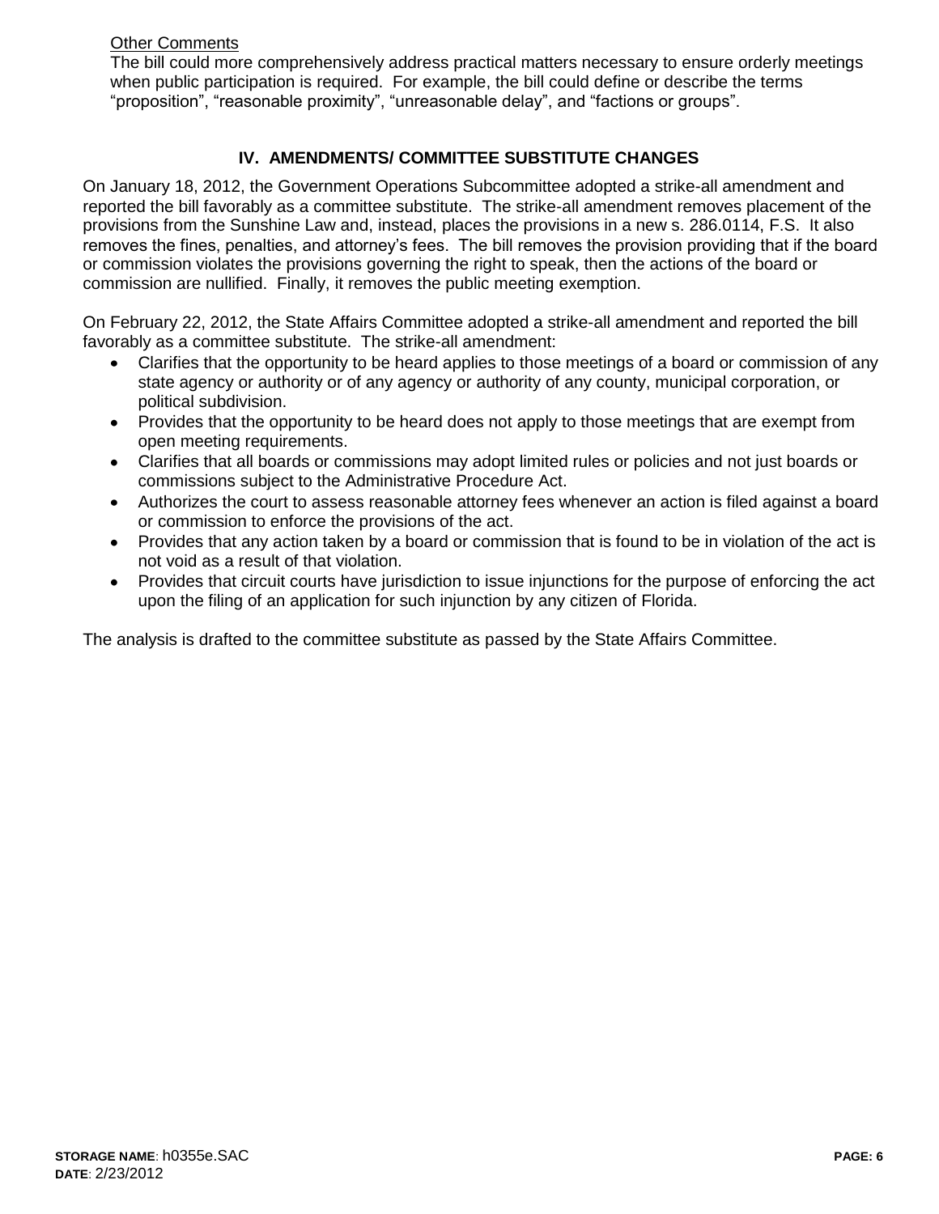<u>Other Comments</u>

The bill could more comprehensively address practical matters necessary to ensure orderly meetings when public participation is required. For example, the bill could define or describe the terms "proposition", "reasonable proximity", "unreasonable delay", and "factions or groups".

## IV. AMENDMENTS/ COMMITTEE SUBSTITUTE CHANGES

On January 18, 2012, the Government Operations Subcommittee adopted a strike-all amendment and reported the bill favorably as a committee substitute. The strike-all amendment removes placement of the provisions from the Sunshine Law and, instead, places the provisions in a new s. 286.0114, F.S. It also removes the fines, penalties, and attorney's fees. The bill removes the provision providing that if the board or commission violates the provisions governing the right to speak, then the actions of the board or commission are nullified. Finally, it removes the public meeting exemption.

On February 22, 2012, the State Affairs Committee adopted a strike-all amendment and reported the bill favorably as a committee substitute. The strike-all amendment:

- Clarifies that the opportunity to be heard applies to those meetings of a board or commission of any state agency or authority or of any agency or authority of any county, municipal corporation, or political subdivision.
- Provides that the opportunity to be heard does not apply to those meetings that are exempt from open meeting requirements.
- Clarifies that all boards or commissions may adopt limited rules or policies and not just boards or commissions subject to the Administrative Procedure Act.
- Authorizes the court to assess reasonable attorney fees whenever an action is filed against a board or commission to enforce the provisions of the act.
- Provides that any action taken by a board or commission that is found to be in violation of the act is not void as a result of that violation.
- Provides that circuit courts have jurisdiction to issue injunctions for the purpose of enforcing the act upon the filing of an application for such injunction by any citizen of Florida.

The analysis is drafted to the committee substitute as passed by the State Affairs Committee.